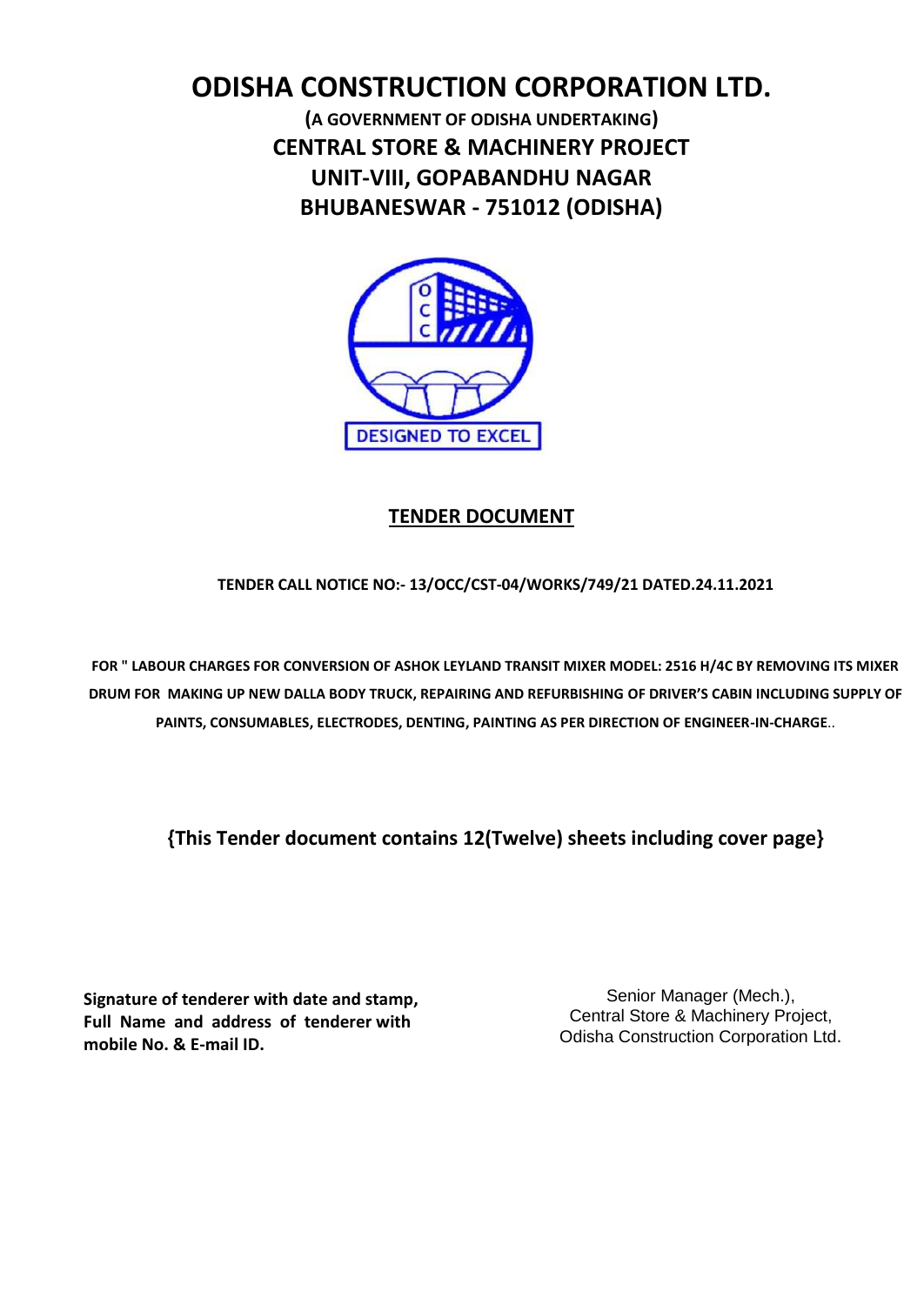# ODISHA CONSTRUCTION CORPORATION LTD.

**(A GOVERNMENT OF ODISHA UNDERTAKING)**
**CENTRAL STORE & MACHINERY PROJECT**
**UNIT-VIII, GOPABANDHU NAGAR**
**BHUBANESWAR - 751012 (ODISHA)**

DESIGNED TO EXCEL

## TENDER DOCUMENT

**TENDER CALL NOTICE NO:- 13/OCC/CST-04/WORKS/749/21 DATED.24.11.2021**

**FOR " LABOUR CHARGES FOR CONVERSION OF ASHOK LEYLAND TRANSIT MIXER MODEL: 2516 H/4C BY REMOVING ITS MIXER DRUM FOR MAKING UP NEW DALLA BODY TRUCK, REPAIRING AND REFURBISHING OF DRIVER'S CABIN INCLUDING SUPPLY OF PAINTS, CONSUMABLES, ELECTRODES, DENTING, PAINTING AS PER DIRECTION OF ENGINEER-IN-CHARGE.**.

**{This Tender document contains 12(Twelve) sheets including cover page}**

**Signature of tenderer with date and stamp, Full Name and address of tenderer with mobile No. & E-mail ID.**

Senior Manager (Mech.),
Central Store & Machinery Project,
Odisha Construction Corporation Ltd.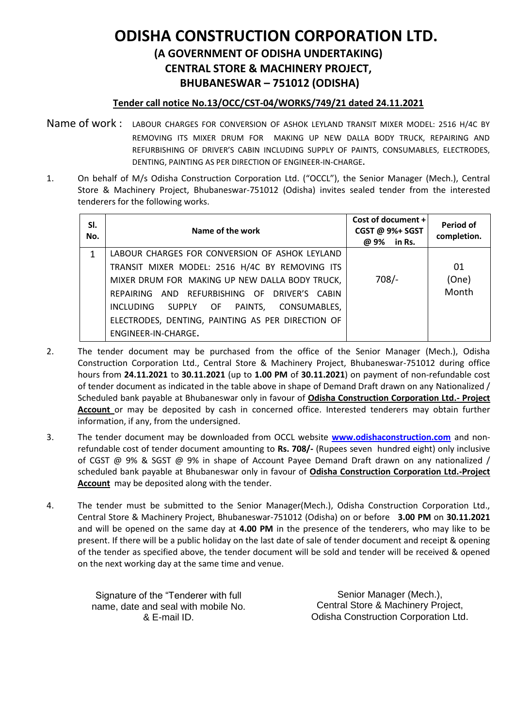# ODISHA CONSTRUCTION CORPORATION LTD.

## (A GOVERNMENT OF ODISHA UNDERTAKING)
## CENTRAL STORE & MACHINERY PROJECT,
## BHUBANESWAR – 751012 (ODISHA)

**Tender call notice No.13/OCC/CST-04/WORKS/749/21 dated 24.11.2021**

Name of work : LABOUR CHARGES FOR CONVERSION OF ASHOK LEYLAND TRANSIT MIXER MODEL: 2516 H/4C BY REMOVING ITS MIXER DRUM FOR MAKING UP NEW DALLA BODY TRUCK, REPAIRING AND REFURBISHING OF DRIVER'S CABIN INCLUDING SUPPLY OF PAINTS, CONSUMABLES, ELECTRODES, DENTING, PAINTING AS PER DIRECTION OF ENGINEER-IN-CHARGE.

1. On behalf of M/s Odisha Construction Corporation Ltd. ("OCCL"), the Senior Manager (Mech.), Central Store & Machinery Project, Bhubaneswar-751012 (Odisha) invites sealed tender from the interested tenderers for the following works.

| Sl. No. | Name of the work | Cost of document + CGST @ 9%+ SGST @ 9% in Rs. | Period of completion. |
|---|---|---|---|
| 1 | LABOUR CHARGES FOR CONVERSION OF ASHOK LEYLAND TRANSIT MIXER MODEL: 2516 H/4C BY REMOVING ITS MIXER DRUM FOR MAKING UP NEW DALLA BODY TRUCK, REPAIRING AND REFURBISHING OF DRIVER'S CABIN INCLUDING SUPPLY OF PAINTS, CONSUMABLES, ELECTRODES, DENTING, PAINTING AS PER DIRECTION OF ENGINEER-IN-CHARGE. | 708/- | 01 (One) Month |

2. The tender document may be purchased from the office of the Senior Manager (Mech.), Odisha Construction Corporation Ltd., Central Store & Machinery Project, Bhubaneswar-751012 during office hours from **24.11.2021** to **30.11.2021** (up to **1.00 PM** of **30.11.2021**) on payment of non-refundable cost of tender document as indicated in the table above in shape of Demand Draft drawn on any Nationalized / Scheduled bank payable at Bhubaneswar only in favour of **Odisha Construction Corporation Ltd.- Project Account** or may be deposited by cash in concerned office. Interested tenderers may obtain further information, if any, from the undersigned.

3. The tender document may be downloaded from OCCL website **www.odishaconstruction.com** and non-refundable cost of tender document amounting to **Rs. 708/-** (Rupees seven hundred eight) only inclusive of CGST @ 9% & SGST @ 9% in shape of Account Payee Demand Draft drawn on any nationalized / scheduled bank payable at Bhubaneswar only in favour of **Odisha Construction Corporation Ltd.-Project Account** may be deposited along with the tender.

4. The tender must be submitted to the Senior Manager(Mech.), Odisha Construction Corporation Ltd., Central Store & Machinery Project, Bhubaneswar-751012 (Odisha) on or before **3.00 PM** on **30.11.2021** and will be opened on the same day at **4.00 PM** in the presence of the tenderers, who may like to be present. If there will be a public holiday on the last date of sale of tender document and receipt & opening of the tender as specified above, the tender document will be sold and tender will be received & opened on the next working day at the same time and venue.

Signature of the "Tenderer with full name, date and seal with mobile No. & E-mail ID.

Senior Manager (Mech.),
Central Store & Machinery Project,
Odisha Construction Corporation Ltd.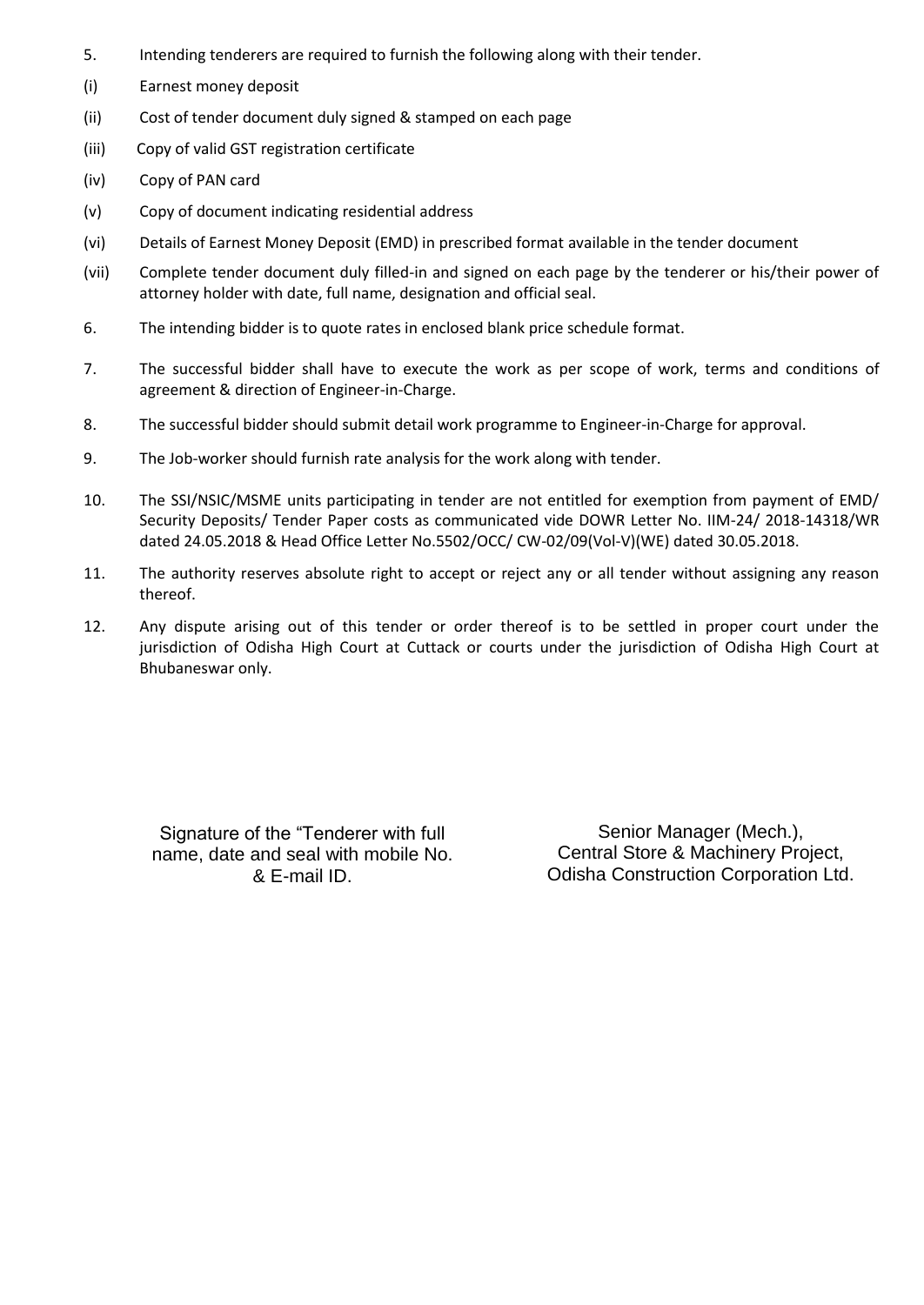5. Intending tenderers are required to furnish the following along with their tender.

(i) Earnest money deposit

(ii) Cost of tender document duly signed & stamped on each page

(iii) Copy of valid GST registration certificate

(iv) Copy of PAN card

(v) Copy of document indicating residential address

(vi) Details of Earnest Money Deposit (EMD) in prescribed format available in the tender document

(vii) Complete tender document duly filled-in and signed on each page by the tenderer or his/their power of attorney holder with date, full name, designation and official seal.

6. The intending bidder is to quote rates in enclosed blank price schedule format.

7. The successful bidder shall have to execute the work as per scope of work, terms and conditions of agreement & direction of Engineer-in-Charge.

8. The successful bidder should submit detail work programme to Engineer-in-Charge for approval.

9. The Job-worker should furnish rate analysis for the work along with tender.

10. The SSI/NSIC/MSME units participating in tender are not entitled for exemption from payment of EMD/ Security Deposits/ Tender Paper costs as communicated vide DOWR Letter No. IIM-24/ 2018-14318/WR dated 24.05.2018 & Head Office Letter No.5502/OCC/ CW-02/09(Vol-V)(WE) dated 30.05.2018.

11. The authority reserves absolute right to accept or reject any or all tender without assigning any reason thereof.

12. Any dispute arising out of this tender or order thereof is to be settled in proper court under the jurisdiction of Odisha High Court at Cuttack or courts under the jurisdiction of Odisha High Court at Bhubaneswar only.

Signature of the "Tenderer with full name, date and seal with mobile No. & E-mail ID.

Senior Manager (Mech.),
Central Store & Machinery Project,
Odisha Construction Corporation Ltd.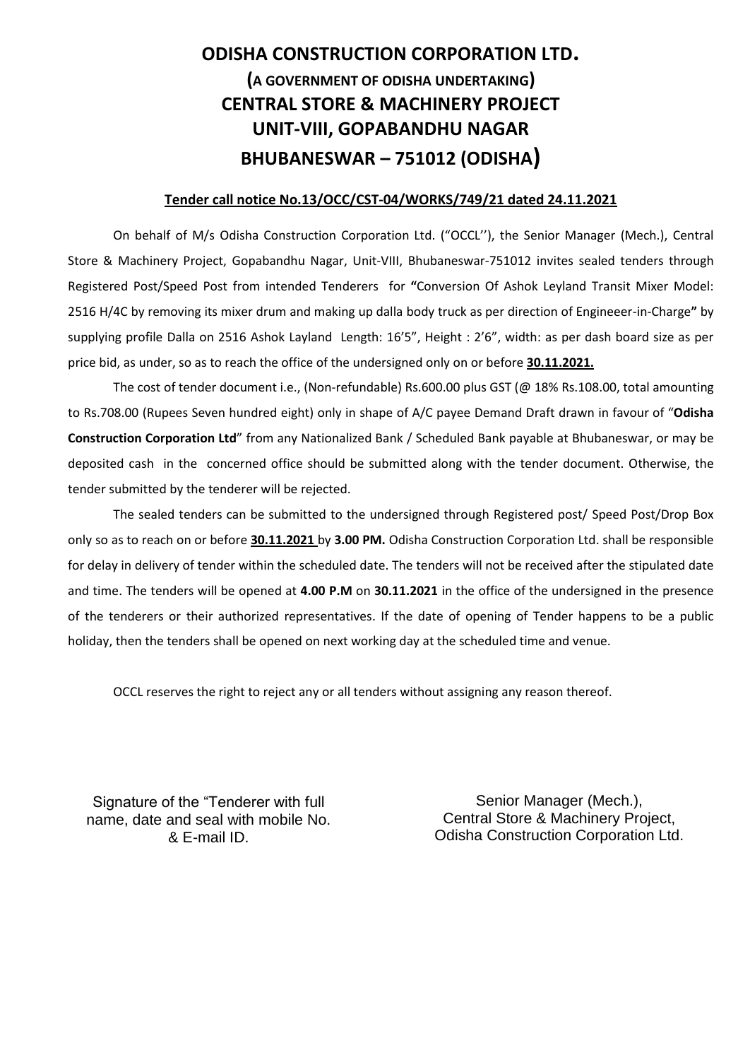# ODISHA CONSTRUCTION CORPORATION LTD.

## (A GOVERNMENT OF ODISHA UNDERTAKING)

## CENTRAL STORE & MACHINERY PROJECT

## UNIT-VIII, GOPABANDHU NAGAR

## BHUBANESWAR – 751012 (ODISHA)

**Tender call notice No.13/OCC/CST-04/WORKS/749/21 dated 24.11.2021**

On behalf of M/s Odisha Construction Corporation Ltd. ("OCCL''), the Senior Manager (Mech.), Central Store & Machinery Project, Gopabandhu Nagar, Unit-VIII, Bhubaneswar-751012 invites sealed tenders through Registered Post/Speed Post from intended Tenderers for **"**Conversion Of Ashok Leyland Transit Mixer Model: 2516 H/4C by removing its mixer drum and making up dalla body truck as per direction of Engineeer-in-Charge**"** by supplying profile Dalla on 2516 Ashok Layland Length: 16'5", Height : 2'6", width: as per dash board size as per price bid, as under, so as to reach the office of the undersigned only on or before **30.11.2021.**

The cost of tender document i.e., (Non-refundable) Rs.600.00 plus GST (@ 18% Rs.108.00, total amounting to Rs.708.00 (Rupees Seven hundred eight) only in shape of A/C payee Demand Draft drawn in favour of "**Odisha Construction Corporation Ltd**" from any Nationalized Bank / Scheduled Bank payable at Bhubaneswar, or may be deposited cash in the concerned office should be submitted along with the tender document. Otherwise, the tender submitted by the tenderer will be rejected.

The sealed tenders can be submitted to the undersigned through Registered post/ Speed Post/Drop Box only so as to reach on or before **30.11.2021** by **3.00 PM.** Odisha Construction Corporation Ltd. shall be responsible for delay in delivery of tender within the scheduled date. The tenders will not be received after the stipulated date and time. The tenders will be opened at **4.00 P.M** on **30.11.2021** in the office of the undersigned in the presence of the tenderers or their authorized representatives. If the date of opening of Tender happens to be a public holiday, then the tenders shall be opened on next working day at the scheduled time and venue.

OCCL reserves the right to reject any or all tenders without assigning any reason thereof.

Signature of the "Tenderer with full name, date and seal with mobile No. & E-mail ID.

Senior Manager (Mech.),
Central Store & Machinery Project,
Odisha Construction Corporation Ltd.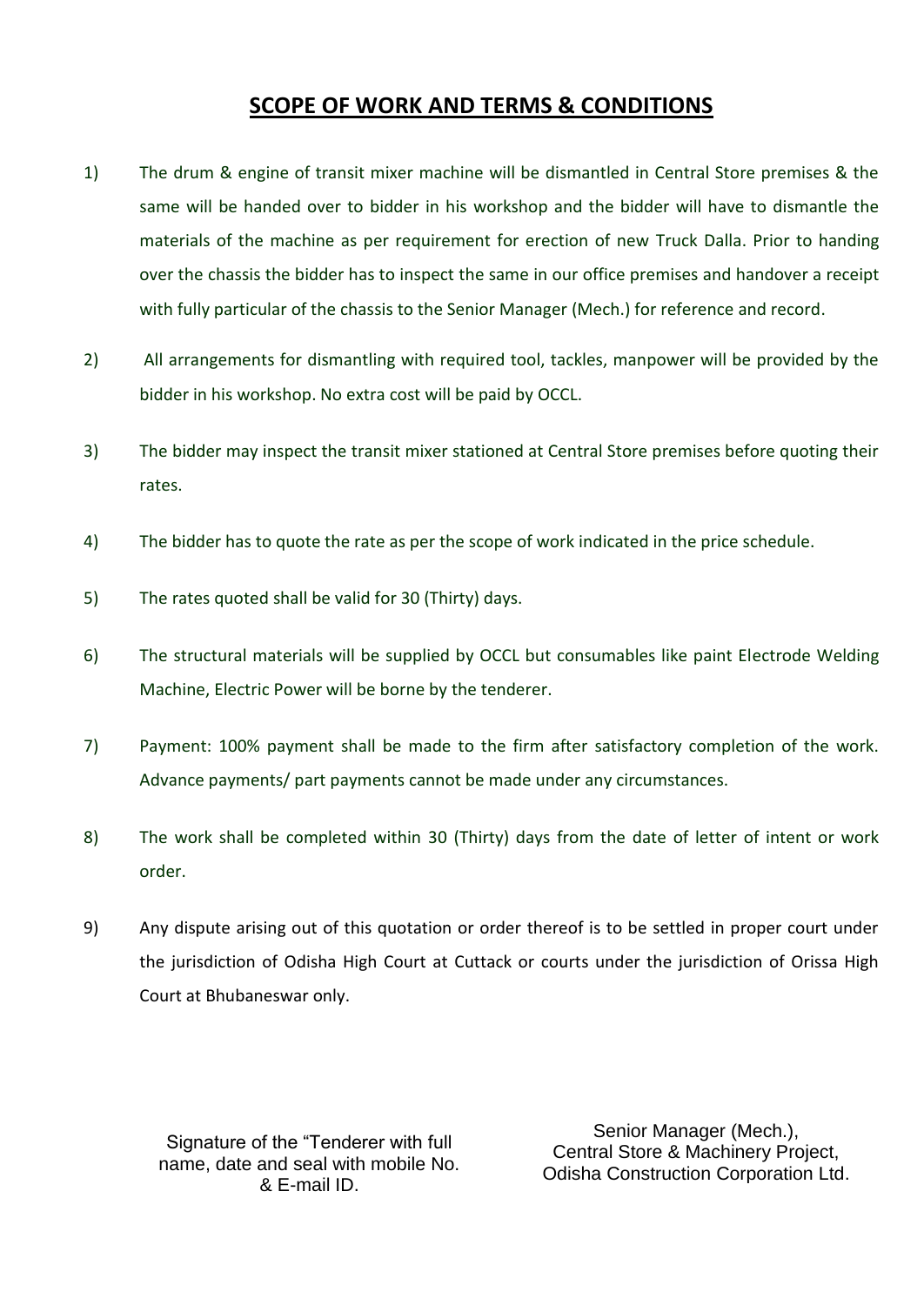## SCOPE OF WORK AND TERMS & CONDITIONS

1) The drum & engine of transit mixer machine will be dismantled in Central Store premises & the same will be handed over to bidder in his workshop and the bidder will have to dismantle the materials of the machine as per requirement for erection of new Truck Dalla. Prior to handing over the chassis the bidder has to inspect the same in our office premises and handover a receipt with fully particular of the chassis to the Senior Manager (Mech.) for reference and record.

2) All arrangements for dismantling with required tool, tackles, manpower will be provided by the bidder in his workshop. No extra cost will be paid by OCCL.

3) The bidder may inspect the transit mixer stationed at Central Store premises before quoting their rates.

4) The bidder has to quote the rate as per the scope of work indicated in the price schedule.

5) The rates quoted shall be valid for 30 (Thirty) days.

6) The structural materials will be supplied by OCCL but consumables like paint Electrode Welding Machine, Electric Power will be borne by the tenderer.

7) Payment: 100% payment shall be made to the firm after satisfactory completion of the work. Advance payments/ part payments cannot be made under any circumstances.

8) The work shall be completed within 30 (Thirty) days from the date of letter of intent or work order.

9) Any dispute arising out of this quotation or order thereof is to be settled in proper court under the jurisdiction of Odisha High Court at Cuttack or courts under the jurisdiction of Orissa High Court at Bhubaneswar only.

Signature of the "Tenderer with full name, date and seal with mobile No. & E-mail ID.

Senior Manager (Mech.),
Central Store & Machinery Project,
Odisha Construction Corporation Ltd.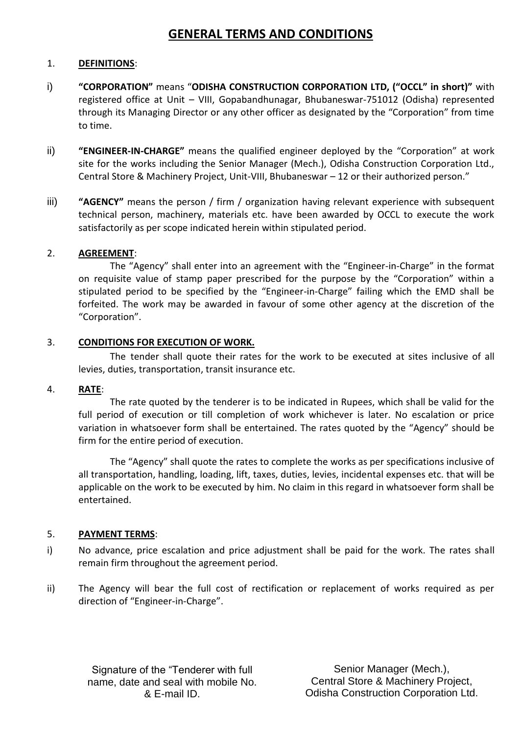# GENERAL TERMS AND CONDITIONS

1. **DEFINITIONS**:

i) **"CORPORATION"** means "**ODISHA CONSTRUCTION CORPORATION LTD, ("OCCL" in short)"** with registered office at Unit – VIII, Gopabandhunagar, Bhubaneswar-751012 (Odisha) represented through its Managing Director or any other officer as designated by the "Corporation" from time to time.

ii) **"ENGINEER-IN-CHARGE"** means the qualified engineer deployed by the "Corporation" at work site for the works including the Senior Manager (Mech.), Odisha Construction Corporation Ltd., Central Store & Machinery Project, Unit-VIII, Bhubaneswar – 12 or their authorized person."

iii) **"AGENCY"** means the person / firm / organization having relevant experience with subsequent technical person, machinery, materials etc. have been awarded by OCCL to execute the work satisfactorily as per scope indicated herein within stipulated period.

2. **AGREEMENT**:

The "Agency" shall enter into an agreement with the "Engineer-in-Charge" in the format on requisite value of stamp paper prescribed for the purpose by the "Corporation" within a stipulated period to be specified by the "Engineer-in-Charge" failing which the EMD shall be forfeited. The work may be awarded in favour of some other agency at the discretion of the "Corporation".

3. **CONDITIONS FOR EXECUTION OF WORK.**

The tender shall quote their rates for the work to be executed at sites inclusive of all levies, duties, transportation, transit insurance etc.

4. **RATE**:

The rate quoted by the tenderer is to be indicated in Rupees, which shall be valid for the full period of execution or till completion of work whichever is later. No escalation or price variation in whatsoever form shall be entertained. The rates quoted by the "Agency" should be firm for the entire period of execution.

The "Agency" shall quote the rates to complete the works as per specifications inclusive of all transportation, handling, loading, lift, taxes, duties, levies, incidental expenses etc. that will be applicable on the work to be executed by him. No claim in this regard in whatsoever form shall be entertained.

5. **PAYMENT TERMS**:

i) No advance, price escalation and price adjustment shall be paid for the work. The rates shall remain firm throughout the agreement period.

ii) The Agency will bear the full cost of rectification or replacement of works required as per direction of "Engineer-in-Charge".

Signature of the "Tenderer with full name, date and seal with mobile No. & E-mail ID.

Senior Manager (Mech.),
Central Store & Machinery Project,
Odisha Construction Corporation Ltd.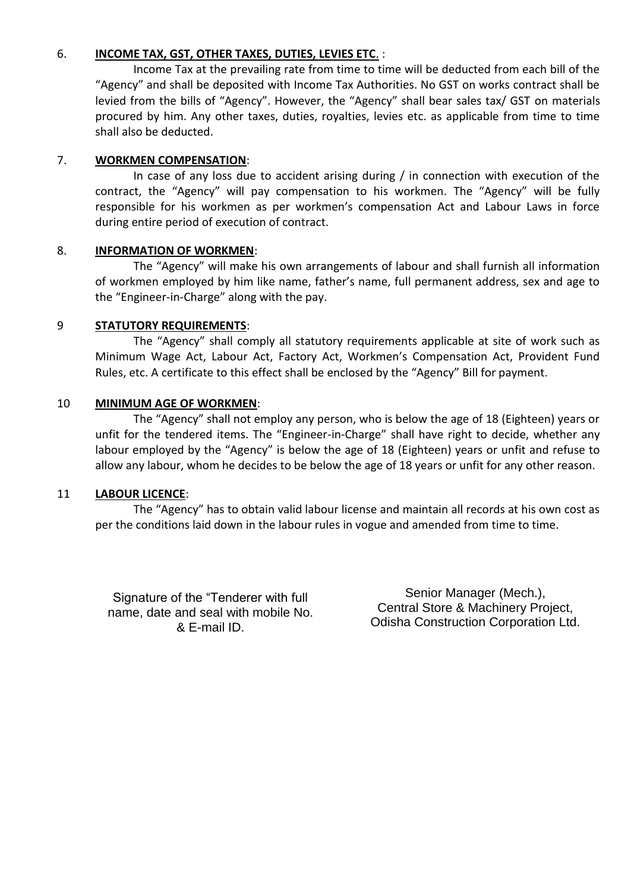6. **INCOME TAX, GST, OTHER TAXES, DUTIES, LEVIES ETC**. :

Income Tax at the prevailing rate from time to time will be deducted from each bill of the "Agency" and shall be deposited with Income Tax Authorities. No GST on works contract shall be levied from the bills of "Agency". However, the "Agency" shall bear sales tax/ GST on materials procured by him. Any other taxes, duties, royalties, levies etc. as applicable from time to time shall also be deducted.

7. **WORKMEN COMPENSATION**:

In case of any loss due to accident arising during / in connection with execution of the contract, the "Agency" will pay compensation to his workmen. The "Agency" will be fully responsible for his workmen as per workmen's compensation Act and Labour Laws in force during entire period of execution of contract.

8. **INFORMATION OF WORKMEN**:

The "Agency" will make his own arrangements of labour and shall furnish all information of workmen employed by him like name, father's name, full permanent address, sex and age to the "Engineer-in-Charge" along with the pay.

9 **STATUTORY REQUIREMENTS**:

The "Agency" shall comply all statutory requirements applicable at site of work such as Minimum Wage Act, Labour Act, Factory Act, Workmen's Compensation Act, Provident Fund Rules, etc. A certificate to this effect shall be enclosed by the "Agency" Bill for payment.

10 **MINIMUM AGE OF WORKMEN**:

The "Agency" shall not employ any person, who is below the age of 18 (Eighteen) years or unfit for the tendered items. The "Engineer-in-Charge" shall have right to decide, whether any labour employed by the "Agency" is below the age of 18 (Eighteen) years or unfit and refuse to allow any labour, whom he decides to be below the age of 18 years or unfit for any other reason.

11 **LABOUR LICENCE**:

The "Agency" has to obtain valid labour license and maintain all records at his own cost as per the conditions laid down in the labour rules in vogue and amended from time to time.

Signature of the "Tenderer with full name, date and seal with mobile No. & E-mail ID.

Senior Manager (Mech.),
Central Store & Machinery Project,
Odisha Construction Corporation Ltd.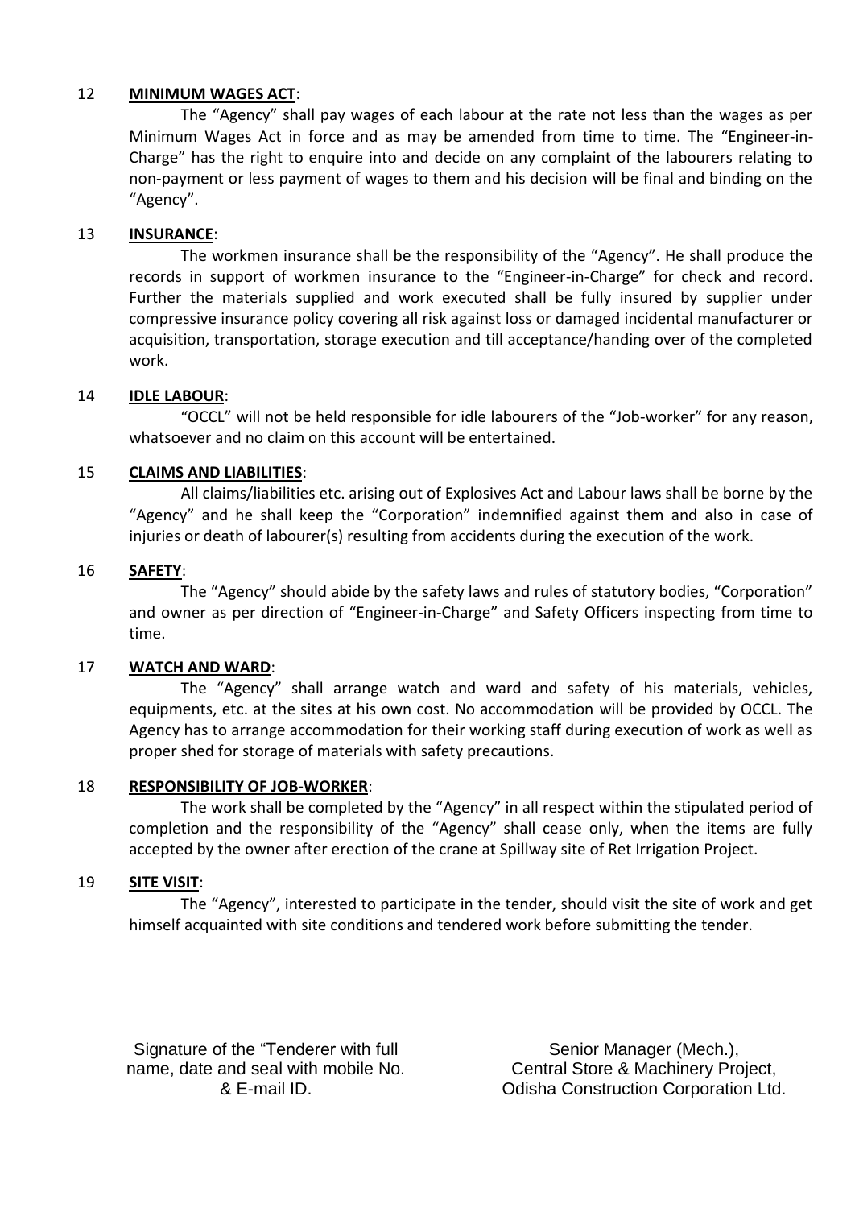12 **MINIMUM WAGES ACT**:

The "Agency" shall pay wages of each labour at the rate not less than the wages as per Minimum Wages Act in force and as may be amended from time to time. The "Engineer-in-Charge" has the right to enquire into and decide on any complaint of the labourers relating to non-payment or less payment of wages to them and his decision will be final and binding on the "Agency".

13 **INSURANCE**:

The workmen insurance shall be the responsibility of the "Agency". He shall produce the records in support of workmen insurance to the "Engineer-in-Charge" for check and record. Further the materials supplied and work executed shall be fully insured by supplier under compressive insurance policy covering all risk against loss or damaged incidental manufacturer or acquisition, transportation, storage execution and till acceptance/handing over of the completed work.

14 **IDLE LABOUR**:

"OCCL" will not be held responsible for idle labourers of the "Job-worker" for any reason, whatsoever and no claim on this account will be entertained.

15 **CLAIMS AND LIABILITIES**:

All claims/liabilities etc. arising out of Explosives Act and Labour laws shall be borne by the "Agency" and he shall keep the "Corporation" indemnified against them and also in case of injuries or death of labourer(s) resulting from accidents during the execution of the work.

16 **SAFETY**:

The "Agency" should abide by the safety laws and rules of statutory bodies, "Corporation" and owner as per direction of "Engineer-in-Charge" and Safety Officers inspecting from time to time.

17 **WATCH AND WARD**:

The "Agency" shall arrange watch and ward and safety of his materials, vehicles, equipments, etc. at the sites at his own cost. No accommodation will be provided by OCCL. The Agency has to arrange accommodation for their working staff during execution of work as well as proper shed for storage of materials with safety precautions.

18 **RESPONSIBILITY OF JOB-WORKER**:

The work shall be completed by the "Agency" in all respect within the stipulated period of completion and the responsibility of the "Agency" shall cease only, when the items are fully accepted by the owner after erection of the crane at Spillway site of Ret Irrigation Project.

19 **SITE VISIT**:

The "Agency", interested to participate in the tender, should visit the site of work and get himself acquainted with site conditions and tendered work before submitting the tender.

Signature of the "Tenderer with full name, date and seal with mobile No. & E-mail ID.

Senior Manager (Mech.),
Central Store & Machinery Project,
Odisha Construction Corporation Ltd.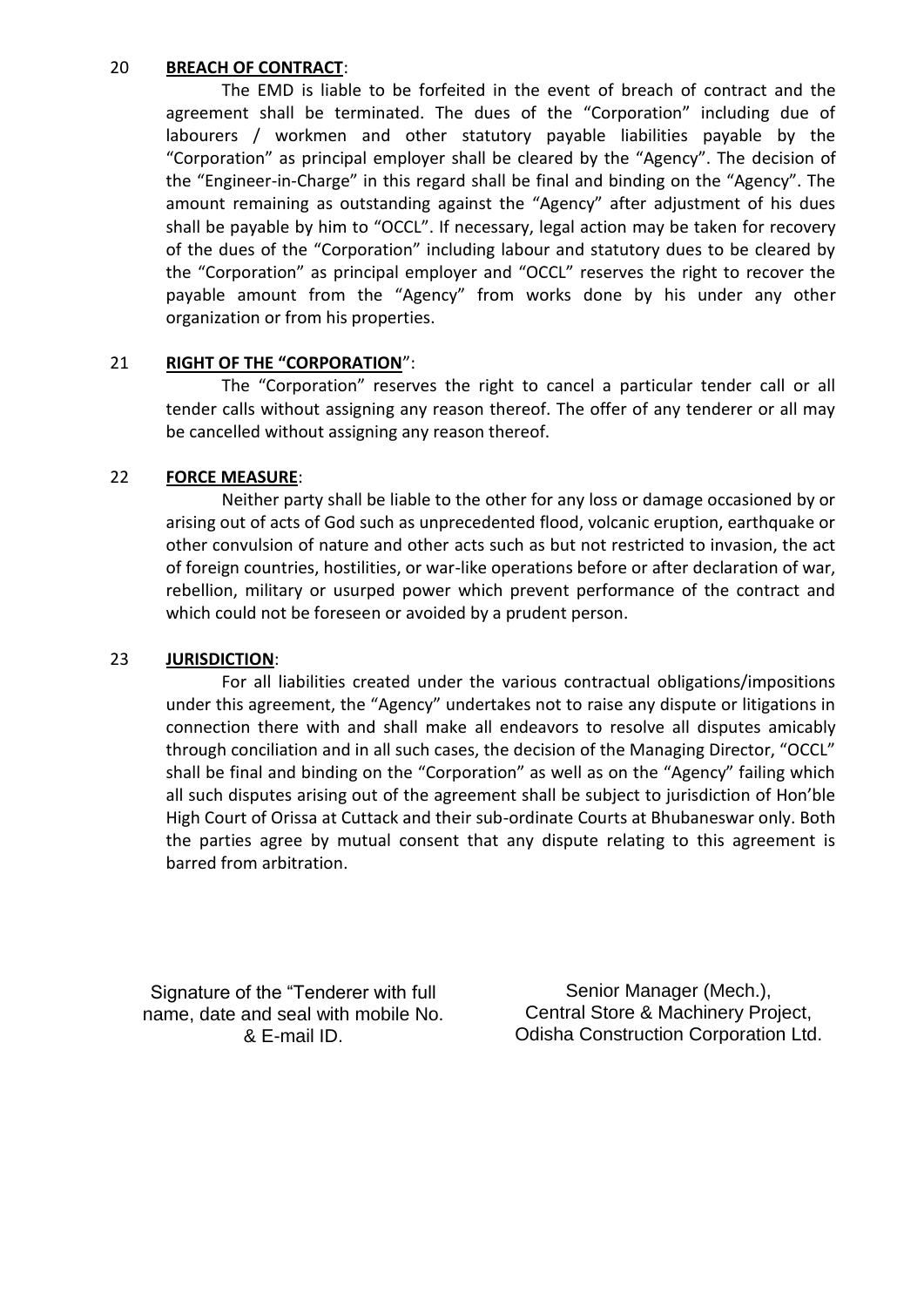20 **BREACH OF CONTRACT**:

The EMD is liable to be forfeited in the event of breach of contract and the agreement shall be terminated. The dues of the "Corporation" including due of labourers / workmen and other statutory payable liabilities payable by the "Corporation" as principal employer shall be cleared by the "Agency". The decision of the "Engineer-in-Charge" in this regard shall be final and binding on the "Agency". The amount remaining as outstanding against the "Agency" after adjustment of his dues shall be payable by him to "OCCL". If necessary, legal action may be taken for recovery of the dues of the "Corporation" including labour and statutory dues to be cleared by the "Corporation" as principal employer and "OCCL" reserves the right to recover the payable amount from the "Agency" from works done by his under any other organization or from his properties.

21 **RIGHT OF THE "CORPORATION"**:

The "Corporation" reserves the right to cancel a particular tender call or all tender calls without assigning any reason thereof. The offer of any tenderer or all may be cancelled without assigning any reason thereof.

22 **FORCE MEASURE**:

Neither party shall be liable to the other for any loss or damage occasioned by or arising out of acts of God such as unprecedented flood, volcanic eruption, earthquake or other convulsion of nature and other acts such as but not restricted to invasion, the act of foreign countries, hostilities, or war-like operations before or after declaration of war, rebellion, military or usurped power which prevent performance of the contract and which could not be foreseen or avoided by a prudent person.

23 **JURISDICTION**:

For all liabilities created under the various contractual obligations/impositions under this agreement, the "Agency" undertakes not to raise any dispute or litigations in connection there with and shall make all endeavors to resolve all disputes amicably through conciliation and in all such cases, the decision of the Managing Director, "OCCL" shall be final and binding on the "Corporation" as well as on the "Agency" failing which all such disputes arising out of the agreement shall be subject to jurisdiction of Hon'ble High Court of Orissa at Cuttack and their sub-ordinate Courts at Bhubaneswar only. Both the parties agree by mutual consent that any dispute relating to this agreement is barred from arbitration.

Signature of the "Tenderer with full name, date and seal with mobile No. & E-mail ID.

Senior Manager (Mech.),
Central Store & Machinery Project,
Odisha Construction Corporation Ltd.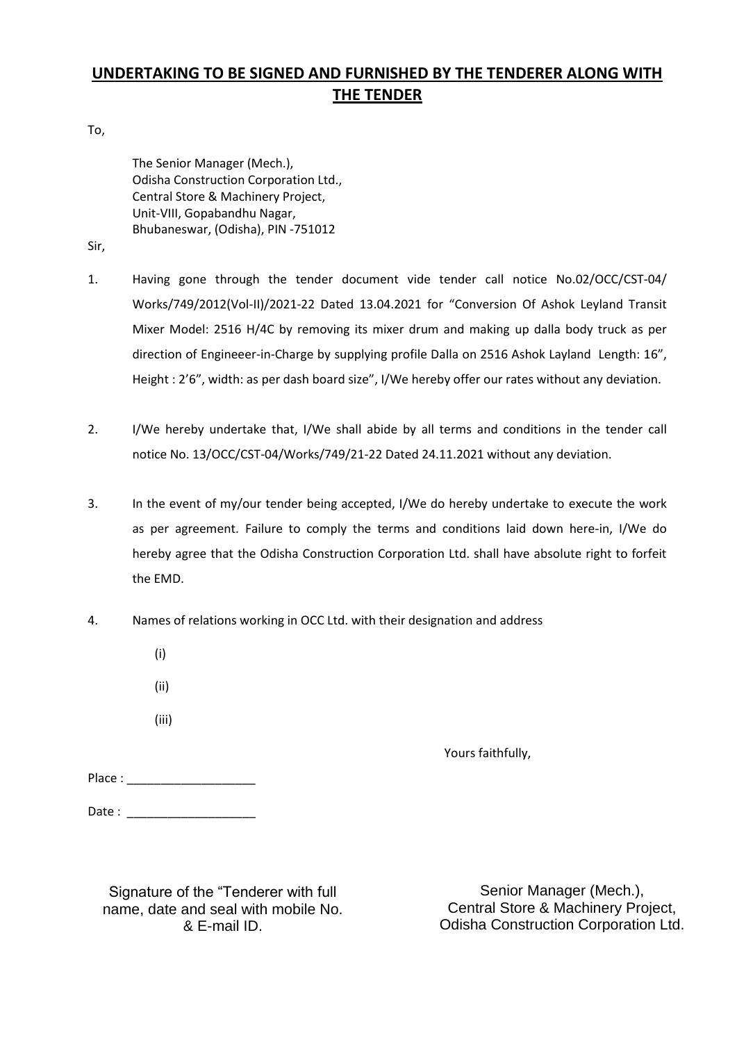## UNDERTAKING TO BE SIGNED AND FURNISHED BY THE TENDERER ALONG WITH THE TENDER

To,

The Senior Manager (Mech.),
Odisha Construction Corporation Ltd.,
Central Store & Machinery Project,
Unit-VIII, Gopabandhu Nagar,
Bhubaneswar, (Odisha), PIN -751012

Sir,

1. Having gone through the tender document vide tender call notice No.02/OCC/CST-04/ Works/749/2012(Vol-II)/2021-22 Dated 13.04.2021 for "Conversion Of Ashok Leyland Transit Mixer Model: 2516 H/4C by removing its mixer drum and making up dalla body truck as per direction of Engineeer-in-Charge by supplying profile Dalla on 2516 Ashok Layland Length: 16", Height : 2'6", width: as per dash board size", I/We hereby offer our rates without any deviation.

2. I/We hereby undertake that, I/We shall abide by all terms and conditions in the tender call notice No. 13/OCC/CST-04/Works/749/21-22 Dated 24.11.2021 without any deviation.

3. In the event of my/our tender being accepted, I/We do hereby undertake to execute the work as per agreement. Failure to comply the terms and conditions laid down here-in, I/We do hereby agree that the Odisha Construction Corporation Ltd. shall have absolute right to forfeit the EMD.

4. Names of relations working in OCC Ltd. with their designation and address

   (i)

   (ii)

   (iii)

Yours faithfully,

Place : ___________________

Date : ___________________

Signature of the "Tenderer with full name, date and seal with mobile No. & E-mail ID.

Senior Manager (Mech.),
Central Store & Machinery Project,
Odisha Construction Corporation Ltd.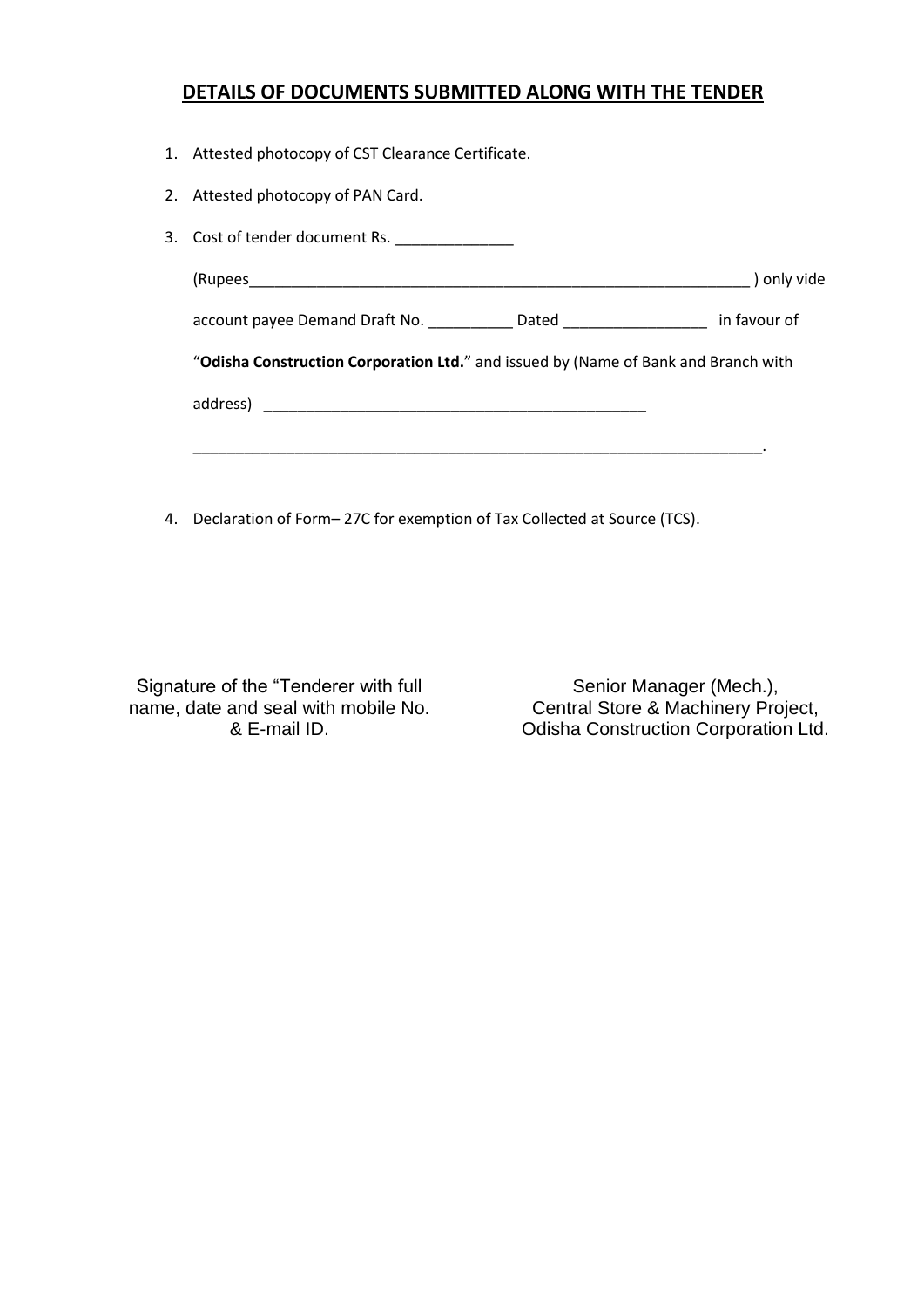## DETAILS OF DOCUMENTS SUBMITTED ALONG WITH THE TENDER

1. Attested photocopy of CST Clearance Certificate.
2. Attested photocopy of PAN Card.
3. Cost of tender document Rs. ______________

   (Rupees_____________________________________________________________ ) only vide

   account payee Demand Draft No. __________ Dated _________________ in favour of

   "**Odisha Construction Corporation Ltd.**" and issued by (Name of Bank and Branch with

   address) _______________________________________________

   ______________________________________________________________________.

4. Declaration of Form– 27C for exemption of Tax Collected at Source (TCS).

Signature of the "Tenderer with full name, date and seal with mobile No. & E-mail ID.

Senior Manager (Mech.),
Central Store & Machinery Project,
Odisha Construction Corporation Ltd.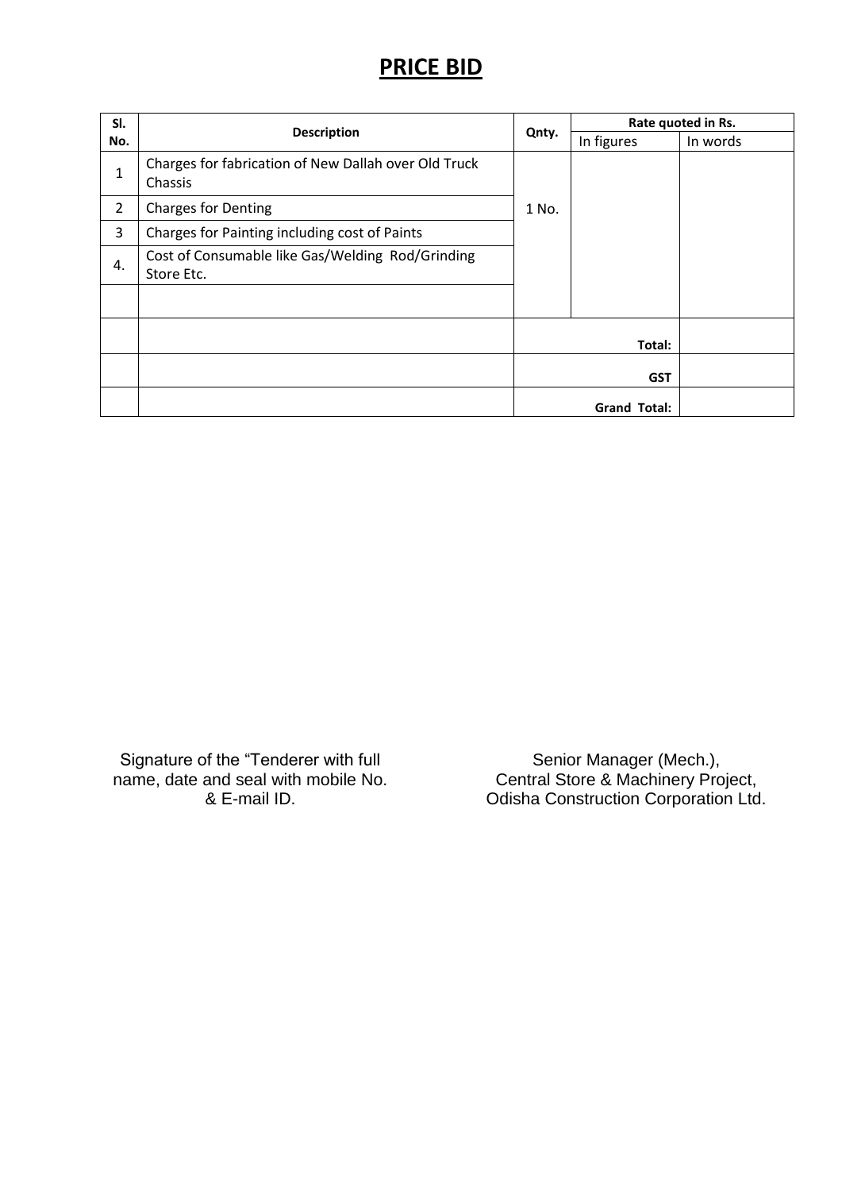# PRICE BID

| Sl. No. | Description | Qnty. | Rate quoted in Rs. | |
|---|---|---|---|---|
| | | | In figures | In words |
| 1 | Charges for fabrication of New Dallah over Old Truck Chassis | 1 No. | | |
| 2 | Charges for Denting | | | |
| 3 | Charges for Painting including cost of Paints | | | |
| 4. | Cost of Consumable like Gas/Welding Rod/Grinding Store Etc. | | | |
| | | | | |
| | | **Total:** | | |
| | | **GST** | | |
| | | **Grand Total:** | | |

Signature of the "Tenderer with full name, date and seal with mobile No. & E-mail ID.

Senior Manager (Mech.),
Central Store & Machinery Project,
Odisha Construction Corporation Ltd.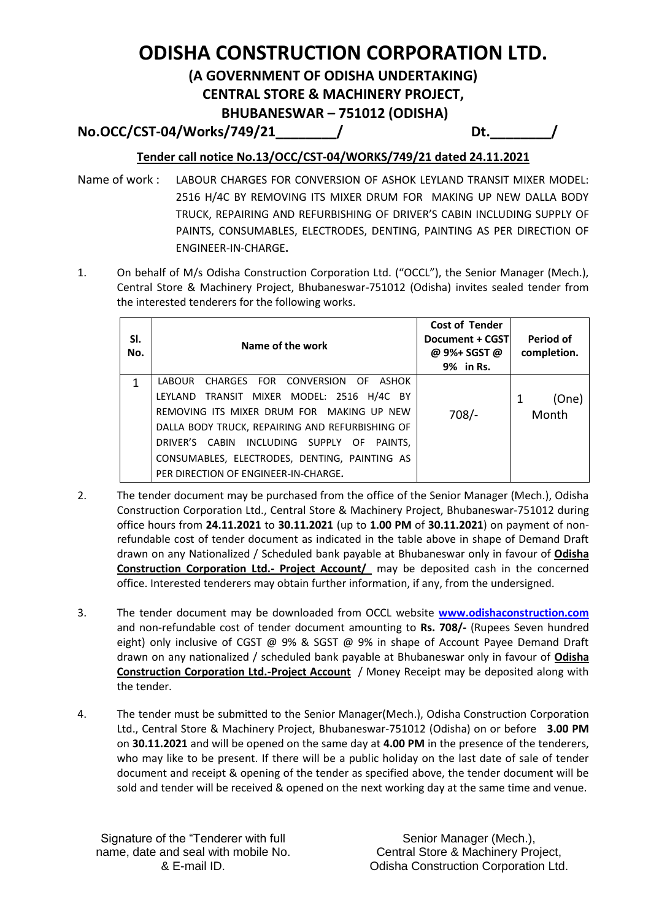# ODISHA CONSTRUCTION CORPORATION LTD.

## (A GOVERNMENT OF ODISHA UNDERTAKING)
## CENTRAL STORE & MACHINERY PROJECT,
## BHUBANESWAR – 751012 (ODISHA)

**No.OCC/CST-04/Works/749/21________/** **Dt.________/**

**Tender call notice No.13/OCC/CST-04/WORKS/749/21 dated 24.11.2021**

Name of work : LABOUR CHARGES FOR CONVERSION OF ASHOK LEYLAND TRANSIT MIXER MODEL: 2516 H/4C BY REMOVING ITS MIXER DRUM FOR MAKING UP NEW DALLA BODY TRUCK, REPAIRING AND REFURBISHING OF DRIVER'S CABIN INCLUDING SUPPLY OF PAINTS, CONSUMABLES, ELECTRODES, DENTING, PAINTING AS PER DIRECTION OF ENGINEER-IN-CHARGE**.**

1. On behalf of M/s Odisha Construction Corporation Ltd. ("OCCL"), the Senior Manager (Mech.), Central Store & Machinery Project, Bhubaneswar-751012 (Odisha) invites sealed tender from the interested tenderers for the following works.

| Sl. No. | Name of the work | Cost of Tender Document + CGST @ 9%+ SGST @ 9% in Rs. | Period of completion. |
|---|---|---|---|
| 1 | LABOUR CHARGES FOR CONVERSION OF ASHOK LEYLAND TRANSIT MIXER MODEL: 2516 H/4C BY REMOVING ITS MIXER DRUM FOR MAKING UP NEW DALLA BODY TRUCK, REPAIRING AND REFURBISHING OF DRIVER'S CABIN INCLUDING SUPPLY OF PAINTS, CONSUMABLES, ELECTRODES, DENTING, PAINTING AS PER DIRECTION OF ENGINEER-IN-CHARGE**.** | 708/- | 1 (One) Month |

2. The tender document may be purchased from the office of the Senior Manager (Mech.), Odisha Construction Corporation Ltd., Central Store & Machinery Project, Bhubaneswar-751012 during office hours from **24.11.2021** to **30.11.2021** (up to **1.00 PM** of **30.11.2021**) on payment of non-refundable cost of tender document as indicated in the table above in shape of Demand Draft drawn on any Nationalized / Scheduled bank payable at Bhubaneswar only in favour of **Odisha Construction Corporation Ltd.- Project Account/** may be deposited cash in the concerned office. Interested tenderers may obtain further information, if any, from the undersigned.

3. The tender document may be downloaded from OCCL website **www.odishaconstruction.com** and non-refundable cost of tender document amounting to **Rs. 708/-** (Rupees Seven hundred eight) only inclusive of CGST @ 9% & SGST @ 9% in shape of Account Payee Demand Draft drawn on any nationalized / scheduled bank payable at Bhubaneswar only in favour of **Odisha Construction Corporation Ltd.-Project Account** / Money Receipt may be deposited along with the tender.

4. The tender must be submitted to the Senior Manager(Mech.), Odisha Construction Corporation Ltd., Central Store & Machinery Project, Bhubaneswar-751012 (Odisha) on or before **3.00 PM** on **30.11.2021** and will be opened on the same day at **4.00 PM** in the presence of the tenderers, who may like to be present. If there will be a public holiday on the last date of sale of tender document and receipt & opening of the tender as specified above, the tender document will be sold and tender will be received & opened on the next working day at the same time and venue.

Signature of the "Tenderer with full name, date and seal with mobile No. & E-mail ID.

Senior Manager (Mech.),
Central Store & Machinery Project,
Odisha Construction Corporation Ltd.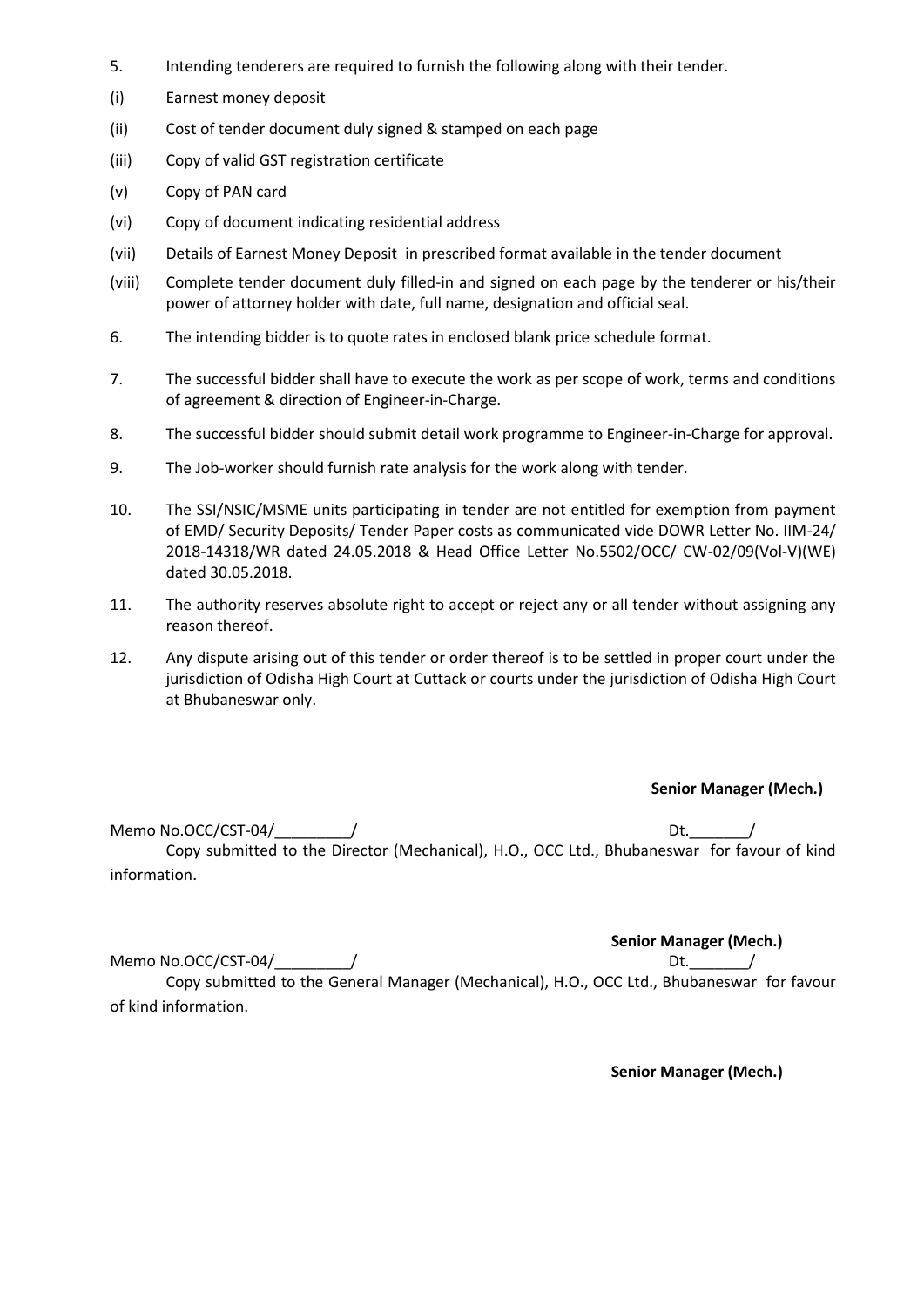5. Intending tenderers are required to furnish the following along with their tender.

(i) Earnest money deposit

(ii) Cost of tender document duly signed & stamped on each page

(iii) Copy of valid GST registration certificate

(v) Copy of PAN card

(vi) Copy of document indicating residential address

(vii) Details of Earnest Money Deposit in prescribed format available in the tender document

(viii) Complete tender document duly filled-in and signed on each page by the tenderer or his/their power of attorney holder with date, full name, designation and official seal.

6. The intending bidder is to quote rates in enclosed blank price schedule format.

7. The successful bidder shall have to execute the work as per scope of work, terms and conditions of agreement & direction of Engineer-in-Charge.

8. The successful bidder should submit detail work programme to Engineer-in-Charge for approval.

9. The Job-worker should furnish rate analysis for the work along with tender.

10. The SSI/NSIC/MSME units participating in tender are not entitled for exemption from payment of EMD/ Security Deposits/ Tender Paper costs as communicated vide DOWR Letter No. IIM-24/ 2018-14318/WR dated 24.05.2018 & Head Office Letter No.5502/OCC/ CW-02/09(Vol-V)(WE) dated 30.05.2018.

11. The authority reserves absolute right to accept or reject any or all tender without assigning any reason thereof.

12. Any dispute arising out of this tender or order thereof is to be settled in proper court under the jurisdiction of Odisha High Court at Cuttack or courts under the jurisdiction of Odisha High Court at Bhubaneswar only.

**Senior Manager (Mech.)**

Memo No.OCC/CST-04/_________/ Dt._______/

Copy submitted to the Director (Mechanical), H.O., OCC Ltd., Bhubaneswar for favour of kind information.

**Senior Manager (Mech.)**

Memo No.OCC/CST-04/_________/ Dt._______/

Copy submitted to the General Manager (Mechanical), H.O., OCC Ltd., Bhubaneswar for favour of kind information.

**Senior Manager (Mech.)**